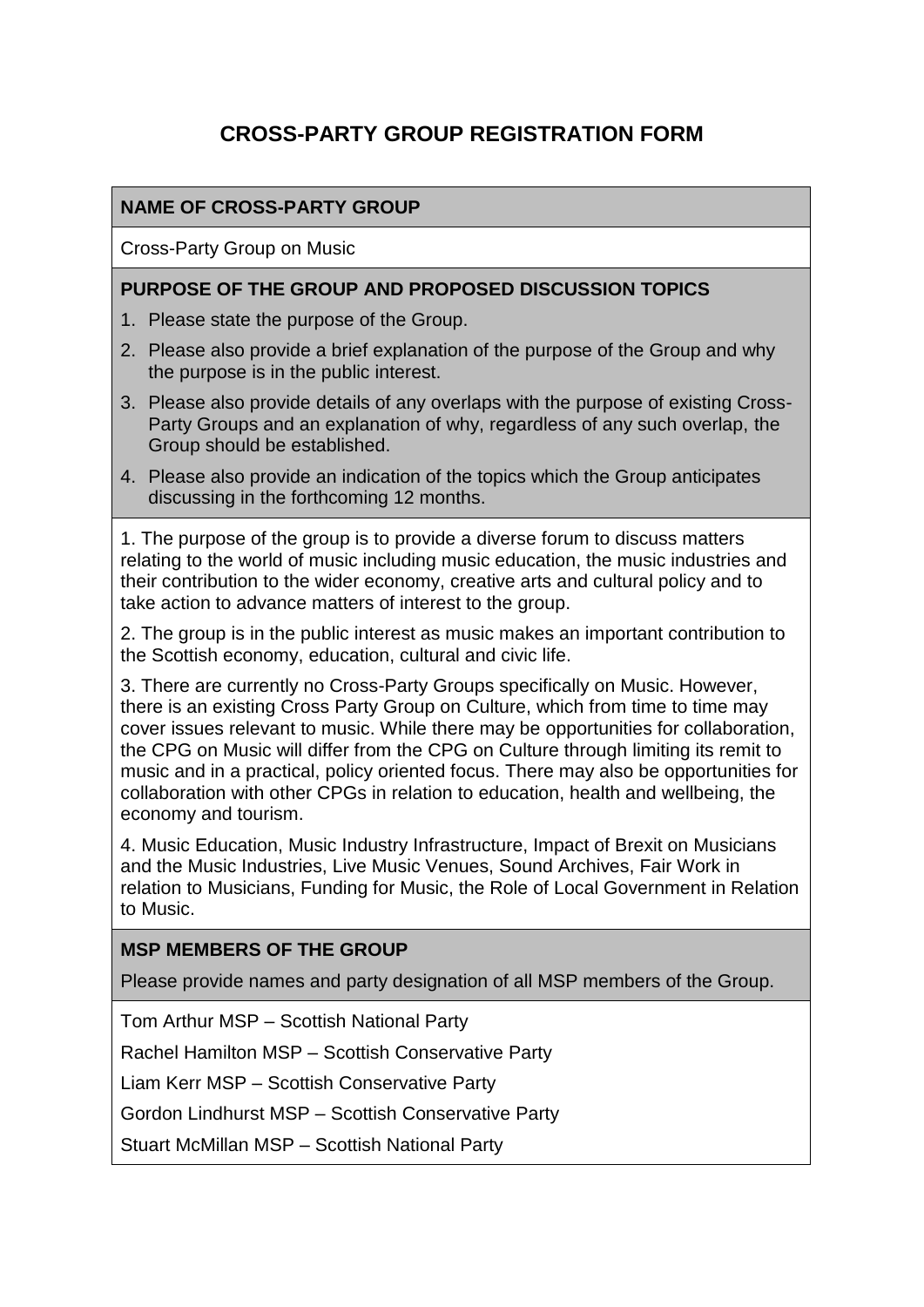# CROSS-PARTY GROUP REGISTRATION FORM

## NAME OF CROSS-PARTY GROUP

Cross-Party Group on Music

## PURPOSE OF THE GROUP AND PROPOSED DISCUSSION TOPICS

1. Please state the purpose of the Group.
2. Please also provide a brief explanation of the purpose of the Group and why the purpose is in the public interest.
3. Please also provide details of any overlaps with the purpose of existing Cross-Party Groups and an explanation of why, regardless of any such overlap, the Group should be established.
4. Please also provide an indication of the topics which the Group anticipates discussing in the forthcoming 12 months.

1. The purpose of the group is to provide a diverse forum to discuss matters relating to the world of music including music education, the music industries and their contribution to the wider economy, creative arts and cultural policy and to take action to advance matters of interest to the group.

2. The group is in the public interest as music makes an important contribution to the Scottish economy, education, cultural and civic life.

3. There are currently no Cross-Party Groups specifically on Music. However, there is an existing Cross Party Group on Culture, which from time to time may cover issues relevant to music. While there may be opportunities for collaboration, the CPG on Music will differ from the CPG on Culture through limiting its remit to music and in a practical, policy oriented focus. There may also be opportunities for collaboration with other CPGs in relation to education, health and wellbeing, the economy and tourism.

4. Music Education, Music Industry Infrastructure, Impact of Brexit on Musicians and the Music Industries, Live Music Venues, Sound Archives, Fair Work in relation to Musicians, Funding for Music, the Role of Local Government in Relation to Music.

## MSP MEMBERS OF THE GROUP

Please provide names and party designation of all MSP members of the Group.

Tom Arthur MSP – Scottish National Party

Rachel Hamilton MSP – Scottish Conservative Party

Liam Kerr MSP – Scottish Conservative Party

Gordon Lindhurst MSP – Scottish Conservative Party

Stuart McMillan MSP – Scottish National Party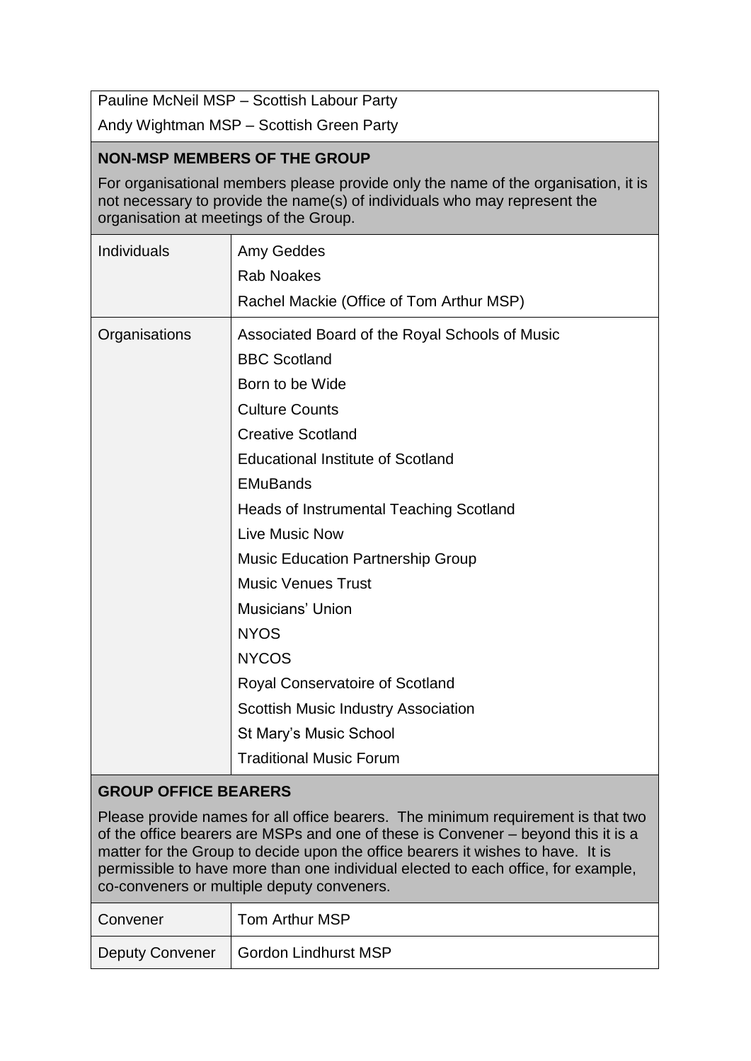Pauline McNeil MSP – Scottish Labour Party

Andy Wightman MSP – Scottish Green Party

## NON-MSP MEMBERS OF THE GROUP

For organisational members please provide only the name of the organisation, it is not necessary to provide the name(s) of individuals who may represent the organisation at meetings of the Group.

| | |
|---|---|
| Individuals | Amy Geddes<br>Rab Noakes<br>Rachel Mackie (Office of Tom Arthur MSP) |
| Organisations | Associated Board of the Royal Schools of Music<br>BBC Scotland<br>Born to be Wide<br>Culture Counts<br>Creative Scotland<br>Educational Institute of Scotland<br>EMuBands<br>Heads of Instrumental Teaching Scotland<br>Live Music Now<br>Music Education Partnership Group<br>Music Venues Trust<br>Musicians' Union<br>NYOS<br>NYCOS<br>Royal Conservatoire of Scotland<br>Scottish Music Industry Association<br>St Mary's Music School<br>Traditional Music Forum |

## GROUP OFFICE BEARERS

Please provide names for all office bearers. The minimum requirement is that two of the office bearers are MSPs and one of these is Convener – beyond this it is a matter for the Group to decide upon the office bearers it wishes to have. It is permissible to have more than one individual elected to each office, for example, co-conveners or multiple deputy conveners.

| | |
|---|---|
| Convener | Tom Arthur MSP |
| Deputy Convener | Gordon Lindhurst MSP |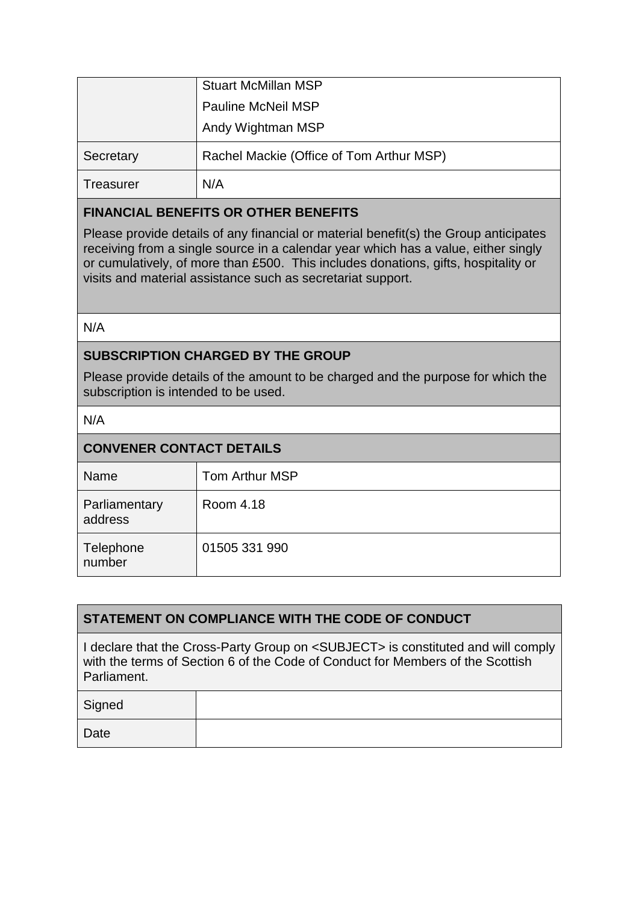| | |
|---|---|
| | Stuart McMillan MSP<br>Pauline McNeil MSP<br>Andy Wightman MSP |
| Secretary | Rachel Mackie (Office of Tom Arthur MSP) |
| Treasurer | N/A |

**FINANCIAL BENEFITS OR OTHER BENEFITS**

Please provide details of any financial or material benefit(s) the Group anticipates receiving from a single source in a calendar year which has a value, either singly or cumulatively, of more than £500. This includes donations, gifts, hospitality or visits and material assistance such as secretariat support.

N/A

**SUBSCRIPTION CHARGED BY THE GROUP**

Please provide details of the amount to be charged and the purpose for which the subscription is intended to be used.

N/A

**CONVENER CONTACT DETAILS**

| | |
|---|---|
| Name | Tom Arthur MSP |
| Parliamentary address | Room 4.18 |
| Telephone number | 01505 331 990 |

**STATEMENT ON COMPLIANCE WITH THE CODE OF CONDUCT**

I declare that the Cross-Party Group on <SUBJECT> is constituted and will comply with the terms of Section 6 of the Code of Conduct for Members of the Scottish Parliament.

| | |
|---|---|
| Signed | |
| Date | |